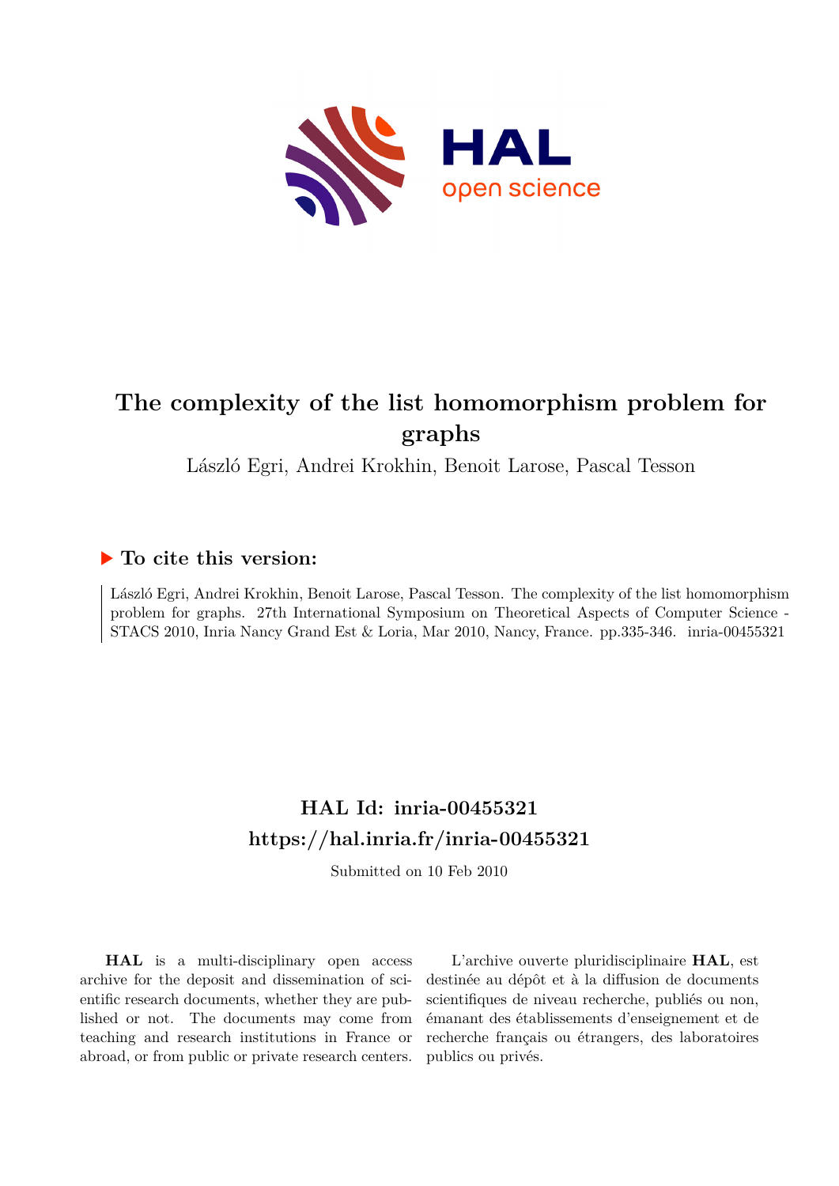# The complexity of the list homomorphism problem for graphs

László Egri, Andrei Krokhin, Benoit Larose, Pascal Tesson

## ▶ To cite this version:

László Egri, Andrei Krokhin, Benoit Larose, Pascal Tesson. The complexity of the list homomorphism problem for graphs. 27th International Symposium on Theoretical Aspects of Computer Science - STACS 2010, Inria Nancy Grand Est & Loria, Mar 2010, Nancy, France. pp.335-346. inria-00455321

## HAL Id: inria-00455321

## https://hal.inria.fr/inria-00455321

Submitted on 10 Feb 2010

**HAL** is a multi-disciplinary open access archive for the deposit and dissemination of scientific research documents, whether they are published or not. The documents may come from teaching and research institutions in France or abroad, or from public or private research centers.

L'archive ouverte pluridisciplinaire **HAL**, est destinée au dépôt et à la diffusion de documents scientifiques de niveau recherche, publiés ou non, émanant des établissements d'enseignement et de recherche français ou étrangers, des laboratoires publics ou privés.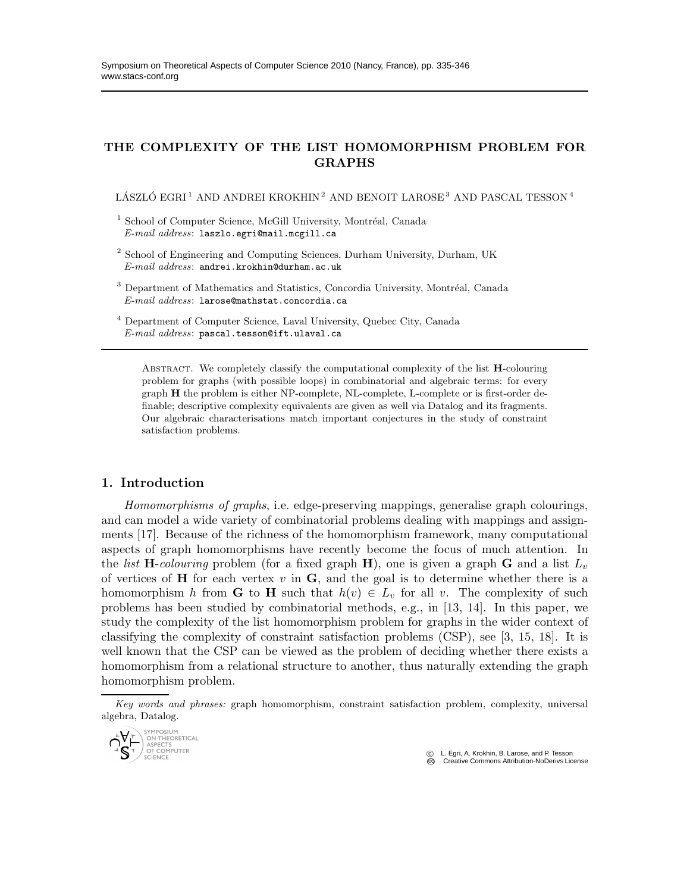# THE COMPLEXITY OF THE LIST HOMOMORPHISM PROBLEM FOR GRAPHS

LÁSZLÓ EGRI [1] AND ANDREI KROKHIN [2] AND BENOIT LAROSE [3] AND PASCAL TESSON [4]

[1] School of Computer Science, McGill University, Montréal, Canada
*E-mail address*: laszlo.egri@mail.mcgill.ca

[2] School of Engineering and Computing Sciences, Durham University, Durham, UK
*E-mail address*: andrei.krokhin@durham.ac.uk

[3] Department of Mathematics and Statistics, Concordia University, Montréal, Canada
*E-mail address*: larose@mathstat.concordia.ca

[4] Department of Computer Science, Laval University, Quebec City, Canada
*E-mail address*: pascal.tesson@ift.ulaval.ca

Abstract. We completely classify the computational complexity of the list **H**-colouring problem for graphs (with possible loops) in combinatorial and algebraic terms: for every graph **H** the problem is either NP-complete, NL-complete, L-complete or is first-order definable; descriptive complexity equivalents are given as well via Datalog and its fragments. Our algebraic characterisations match important conjectures in the study of constraint satisfaction problems.

## 1. Introduction

*Homomorphisms of graphs*, i.e. edge-preserving mappings, generalise graph colourings, and can model a wide variety of combinatorial problems dealing with mappings and assignments [17]. Because of the richness of the homomorphism framework, many computational aspects of graph homomorphisms have recently become the focus of much attention. In the *list* **H**-*colouring* problem (for a fixed graph **H**), one is given a graph **G** and a list $L_v$ of vertices of **H** for each vertex $v$ in **G**, and the goal is to determine whether there is a homomorphism $h$ from **G** to **H** such that $h(v) \in L_v$ for all $v$. The complexity of such problems has been studied by combinatorial methods, e.g., in [13, 14]. In this paper, we study the complexity of the list homomorphism problem for graphs in the wider context of classifying the complexity of constraint satisfaction problems (CSP), see [3, 15, 18]. It is well known that the CSP can be viewed as the problem of deciding whether there exists a homomorphism from a relational structure to another, thus naturally extending the graph homomorphism problem.

*Key words and phrases:* graph homomorphism, constraint satisfaction problem, complexity, universal algebra, Datalog.

© L. Egri, A. Krokhin, B. Larose, and P. Tesson
Creative Commons Attribution-NoDerivs License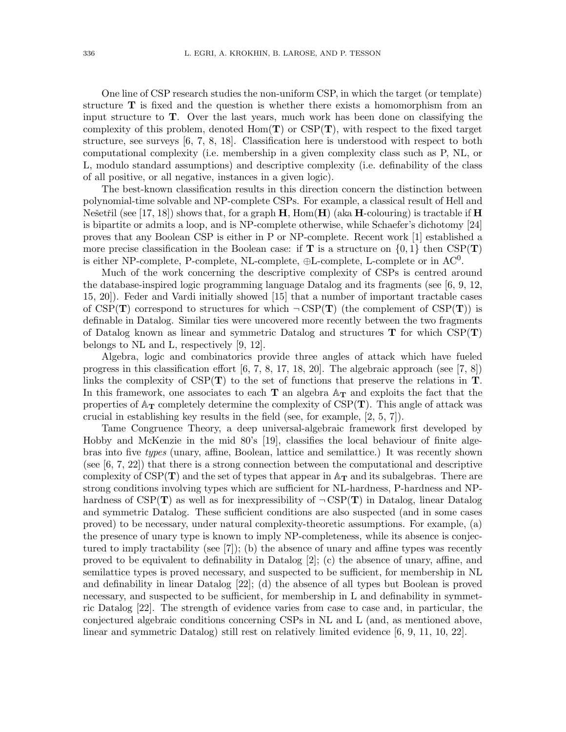One line of CSP research studies the non-uniform CSP, in which the target (or template) structure $\mathbf{T}$ is fixed and the question is whether there exists a homomorphism from an input structure to $\mathbf{T}$. Over the last years, much work has been done on classifying the complexity of this problem, denoted $\mathrm{Hom}(\mathbf{T})$ or $\mathrm{CSP}(\mathbf{T})$, with respect to the fixed target structure, see surveys [6, 7, 8, 18]. Classification here is understood with respect to both computational complexity (i.e. membership in a given complexity class such as P, NL, or L, modulo standard assumptions) and descriptive complexity (i.e. definability of the class of all positive, or all negative, instances in a given logic).

The best-known classification results in this direction concern the distinction between polynomial-time solvable and NP-complete CSPs. For example, a classical result of Hell and Nešetřil (see [17, 18]) shows that, for a graph $\mathbf{H}$, $\mathrm{Hom}(\mathbf{H})$ (aka $\mathbf{H}$-colouring) is tractable if $\mathbf{H}$ is bipartite or admits a loop, and is NP-complete otherwise, while Schaefer's dichotomy [24] proves that any Boolean CSP is either in P or NP-complete. Recent work [1] established a more precise classification in the Boolean case: if $\mathbf{T}$ is a structure on $\{0, 1\}$ then $\mathrm{CSP}(\mathbf{T})$ is either NP-complete, P-complete, NL-complete, $\oplus$L-complete, L-complete or in $\mathrm{AC}^0$.

Much of the work concerning the descriptive complexity of CSPs is centred around the database-inspired logic programming language Datalog and its fragments (see [6, 9, 12, 15, 20]). Feder and Vardi initially showed [15] that a number of important tractable cases of $\mathrm{CSP}(\mathbf{T})$ correspond to structures for which $\neg\,\mathrm{CSP}(\mathbf{T})$ (the complement of $\mathrm{CSP}(\mathbf{T})$) is definable in Datalog. Similar ties were uncovered more recently between the two fragments of Datalog known as linear and symmetric Datalog and structures $\mathbf{T}$ for which $\mathrm{CSP}(\mathbf{T})$ belongs to NL and L, respectively [9, 12].

Algebra, logic and combinatorics provide three angles of attack which have fueled progress in this classification effort [6, 7, 8, 17, 18, 20]. The algebraic approach (see [7, 8]) links the complexity of $\mathrm{CSP}(\mathbf{T})$ to the set of functions that preserve the relations in $\mathbf{T}$. In this framework, one associates to each $\mathbf{T}$ an algebra $\mathbb{A}_{\mathbf{T}}$ and exploits the fact that the properties of $\mathbb{A}_{\mathbf{T}}$ completely determine the complexity of $\mathrm{CSP}(\mathbf{T})$. This angle of attack was crucial in establishing key results in the field (see, for example, [2, 5, 7]).

Tame Congruence Theory, a deep universal-algebraic framework first developed by Hobby and McKenzie in the mid 80's [19], classifies the local behaviour of finite algebras into five *types* (unary, affine, Boolean, lattice and semilattice.) It was recently shown (see [6, 7, 22]) that there is a strong connection between the computational and descriptive complexity of $\mathrm{CSP}(\mathbf{T})$ and the set of types that appear in $\mathbb{A}_{\mathbf{T}}$ and its subalgebras. There are strong conditions involving types which are sufficient for NL-hardness, P-hardness and NP-hardness of $\mathrm{CSP}(\mathbf{T})$ as well as for inexpressibility of $\neg\,\mathrm{CSP}(\mathbf{T})$ in Datalog, linear Datalog and symmetric Datalog. These sufficient conditions are also suspected (and in some cases proved) to be necessary, under natural complexity-theoretic assumptions. For example, (a) the presence of unary type is known to imply NP-completeness, while its absence is conjectured to imply tractability (see [7]); (b) the absence of unary and affine types was recently proved to be equivalent to definability in Datalog [2]; (c) the absence of unary, affine, and semilattice types is proved necessary, and suspected to be sufficient, for membership in NL and definability in linear Datalog [22]; (d) the absence of all types but Boolean is proved necessary, and suspected to be sufficient, for membership in L and definability in symmetric Datalog [22]. The strength of evidence varies from case to case and, in particular, the conjectured algebraic conditions concerning CSPs in NL and L (and, as mentioned above, linear and symmetric Datalog) still rest on relatively limited evidence [6, 9, 11, 10, 22].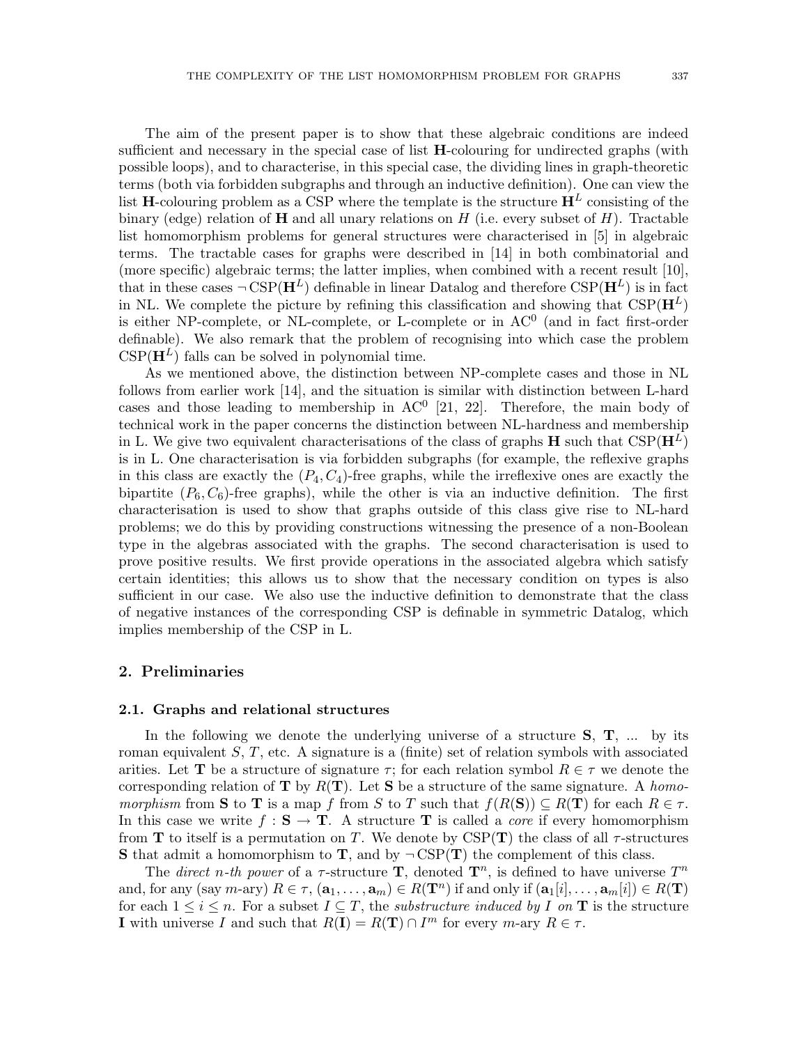The aim of the present paper is to show that these algebraic conditions are indeed sufficient and necessary in the special case of list **H**-colouring for undirected graphs (with possible loops), and to characterise, in this special case, the dividing lines in graph-theoretic terms (both via forbidden subgraphs and through an inductive definition). One can view the list **H**-colouring problem as a CSP where the template is the structure $\mathbf{H}^L$ consisting of the binary (edge) relation of **H** and all unary relations on $H$ (i.e. every subset of $H$). Tractable list homomorphism problems for general structures were characterised in [5] in algebraic terms. The tractable cases for graphs were described in [14] in both combinatorial and (more specific) algebraic terms; the latter implies, when combined with a recent result [10], that in these cases $\neg\,\mathrm{CSP}(\mathbf{H}^L)$ definable in linear Datalog and therefore $\mathrm{CSP}(\mathbf{H}^L)$ is in fact in NL. We complete the picture by refining this classification and showing that $\mathrm{CSP}(\mathbf{H}^L)$ is either NP-complete, or NL-complete, or L-complete or in $\mathrm{AC}^0$ (and in fact first-order definable). We also remark that the problem of recognising into which case the problem $\mathrm{CSP}(\mathbf{H}^L)$ falls can be solved in polynomial time.

As we mentioned above, the distinction between NP-complete cases and those in NL follows from earlier work [14], and the situation is similar with distinction between L-hard cases and those leading to membership in $\mathrm{AC}^0$ [21, 22]. Therefore, the main body of technical work in the paper concerns the distinction between NL-hardness and membership in L. We give two equivalent characterisations of the class of graphs **H** such that $\mathrm{CSP}(\mathbf{H}^L)$ is in L. One characterisation is via forbidden subgraphs (for example, the reflexive graphs in this class are exactly the $(P_4, C_4)$-free graphs, while the irreflexive ones are exactly the bipartite $(P_6, C_6)$-free graphs), while the other is via an inductive definition. The first characterisation is used to show that graphs outside of this class give rise to NL-hard problems; we do this by providing constructions witnessing the presence of a non-Boolean type in the algebras associated with the graphs. The second characterisation is used to prove positive results. We first provide operations in the associated algebra which satisfy certain identities; this allows us to show that the necessary condition on types is also sufficient in our case. We also use the inductive definition to demonstrate that the class of negative instances of the corresponding CSP is definable in symmetric Datalog, which implies membership of the CSP in L.

## 2. Preliminaries

### 2.1. Graphs and relational structures

In the following we denote the underlying universe of a structure **S**, **T**, ... by its roman equivalent $S$, $T$, etc. A signature is a (finite) set of relation symbols with associated arities. Let **T** be a structure of signature $\tau$; for each relation symbol $R \in \tau$ we denote the corresponding relation of **T** by $R(\mathbf{T})$. Let **S** be a structure of the same signature. A *homomorphism* from **S** to **T** is a map $f$ from $S$ to $T$ such that $f(R(\mathbf{S})) \subseteq R(\mathbf{T})$ for each $R \in \tau$. In this case we write $f : \mathbf{S} \to \mathbf{T}$. A structure **T** is called a *core* if every homomorphism from **T** to itself is a permutation on $T$. We denote by $\mathrm{CSP}(\mathbf{T})$ the class of all $\tau$-structures **S** that admit a homomorphism to **T**, and by $\neg\,\mathrm{CSP}(\mathbf{T})$ the complement of this class.

The *direct n-th power* of a $\tau$-structure **T**, denoted $\mathbf{T}^n$, is defined to have universe $T^n$ and, for any (say $m$-ary) $R \in \tau$, $(\mathbf{a}_1, \ldots, \mathbf{a}_m) \in R(\mathbf{T}^n)$ if and only if $(\mathbf{a}_1[i], \ldots, \mathbf{a}_m[i]) \in R(\mathbf{T})$ for each $1 \leq i \leq n$. For a subset $I \subseteq T$, the *substructure induced by I on* **T** is the structure **I** with universe $I$ and such that $R(\mathbf{I}) = R(\mathbf{T}) \cap I^m$ for every $m$-ary $R \in \tau$.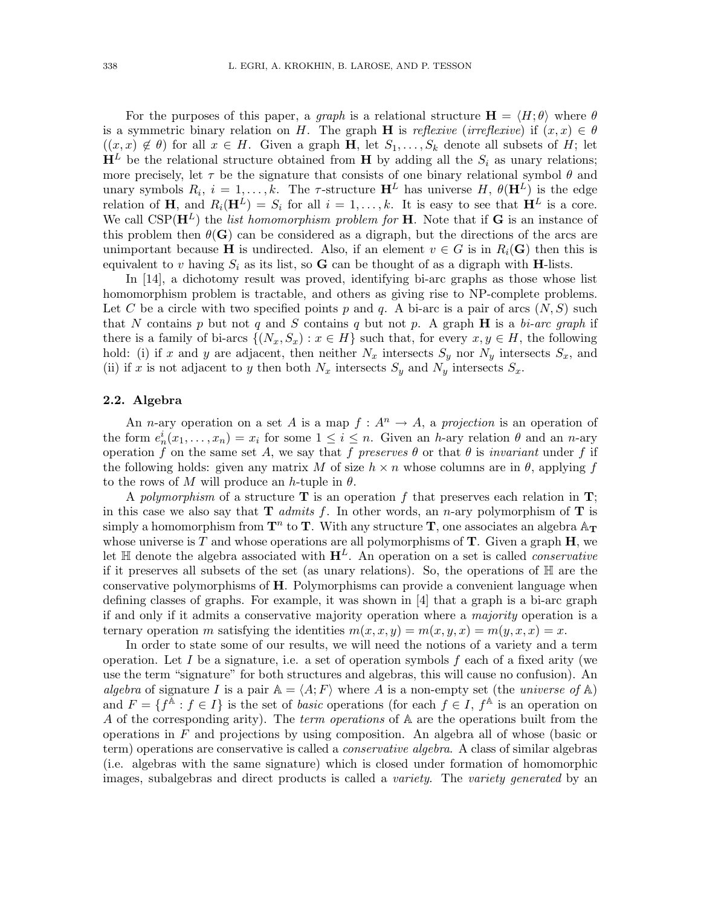For the purposes of this paper, a *graph* is a relational structure $\mathbf{H} = \langle H; \theta \rangle$ where $\theta$ is a symmetric binary relation on $H$. The graph $\mathbf{H}$ is *reflexive* (*irreflexive*) if $(x, x) \in \theta$ ($(x, x) \notin \theta$) for all $x \in H$. Given a graph $\mathbf{H}$, let $S_1, \ldots, S_k$ denote all subsets of $H$; let $\mathbf{H}^L$ be the relational structure obtained from $\mathbf{H}$ by adding all the $S_i$ as unary relations; more precisely, let $\tau$ be the signature that consists of one binary relational symbol $\theta$ and unary symbols $R_i$, $i = 1, \ldots, k$. The $\tau$-structure $\mathbf{H}^L$ has universe $H$, $\theta(\mathbf{H}^L)$ is the edge relation of $\mathbf{H}$, and $R_i(\mathbf{H}^L) = S_i$ for all $i = 1, \ldots, k$. It is easy to see that $\mathbf{H}^L$ is a core. We call $\mathrm{CSP}(\mathbf{H}^L)$ the *list homomorphism problem for* $\mathbf{H}$. Note that if $\mathbf{G}$ is an instance of this problem then $\theta(\mathbf{G})$ can be considered as a digraph, but the directions of the arcs are unimportant because $\mathbf{H}$ is undirected. Also, if an element $v \in G$ is in $R_i(\mathbf{G})$ then this is equivalent to $v$ having $S_i$ as its list, so $\mathbf{G}$ can be thought of as a digraph with $\mathbf{H}$-lists.

In [14], a dichotomy result was proved, identifying bi-arc graphs as those whose list homomorphism problem is tractable, and others as giving rise to NP-complete problems. Let $C$ be a circle with two specified points $p$ and $q$. A bi-arc is a pair of arcs $(N, S)$ such that $N$ contains $p$ but not $q$ and $S$ contains $q$ but not $p$. A graph $\mathbf{H}$ is a *bi-arc graph* if there is a family of bi-arcs $\{(N_x, S_x) : x \in H\}$ such that, for every $x, y \in H$, the following hold: (i) if $x$ and $y$ are adjacent, then neither $N_x$ intersects $S_y$ nor $N_y$ intersects $S_x$, and (ii) if $x$ is not adjacent to $y$ then both $N_x$ intersects $S_y$ and $N_y$ intersects $S_x$.

### 2.2. Algebra

An $n$-ary operation on a set $A$ is a map $f : A^n \to A$, a *projection* is an operation of the form $e_n^i(x_1, \ldots, x_n) = x_i$ for some $1 \le i \le n$. Given an $h$-ary relation $\theta$ and an $n$-ary operation $f$ on the same set $A$, we say that $f$ *preserves* $\theta$ or that $\theta$ is *invariant* under $f$ if the following holds: given any matrix $M$ of size $h \times n$ whose columns are in $\theta$, applying $f$ to the rows of $M$ will produce an $h$-tuple in $\theta$.

A *polymorphism* of a structure $\mathbf{T}$ is an operation $f$ that preserves each relation in $\mathbf{T}$; in this case we also say that $\mathbf{T}$ *admits* $f$. In other words, an $n$-ary polymorphism of $\mathbf{T}$ is simply a homomorphism from $\mathbf{T}^n$ to $\mathbf{T}$. With any structure $\mathbf{T}$, one associates an algebra $\mathbb{A}_{\mathbf{T}}$ whose universe is $T$ and whose operations are all polymorphisms of $\mathbf{T}$. Given a graph $\mathbf{H}$, we let $\mathbb{H}$ denote the algebra associated with $\mathbf{H}^L$. An operation on a set is called *conservative* if it preserves all subsets of the set (as unary relations). So, the operations of $\mathbb{H}$ are the conservative polymorphisms of $\mathbf{H}$. Polymorphisms can provide a convenient language when defining classes of graphs. For example, it was shown in [4] that a graph is a bi-arc graph if and only if it admits a conservative majority operation where a *majority* operation is a ternary operation $m$ satisfying the identities $m(x, x, y) = m(x, y, x) = m(y, x, x) = x$.

In order to state some of our results, we will need the notions of a variety and a term operation. Let $I$ be a signature, i.e. a set of operation symbols $f$ each of a fixed arity (we use the term "signature" for both structures and algebras, this will cause no confusion). An *algebra* of signature $I$ is a pair $\mathbb{A} = \langle A; F \rangle$ where $A$ is a non-empty set (the *universe of* $\mathbb{A}$) and $F = \{f^{\mathbb{A}} : f \in I\}$ is the set of *basic* operations (for each $f \in I$, $f^{\mathbb{A}}$ is an operation on $A$ of the corresponding arity). The *term operations* of $\mathbb{A}$ are the operations built from the operations in $F$ and projections by using composition. An algebra all of whose (basic or term) operations are conservative is called a *conservative algebra*. A class of similar algebras (i.e. algebras with the same signature) which is closed under formation of homomorphic images, subalgebras and direct products is called a *variety*. The *variety generated* by an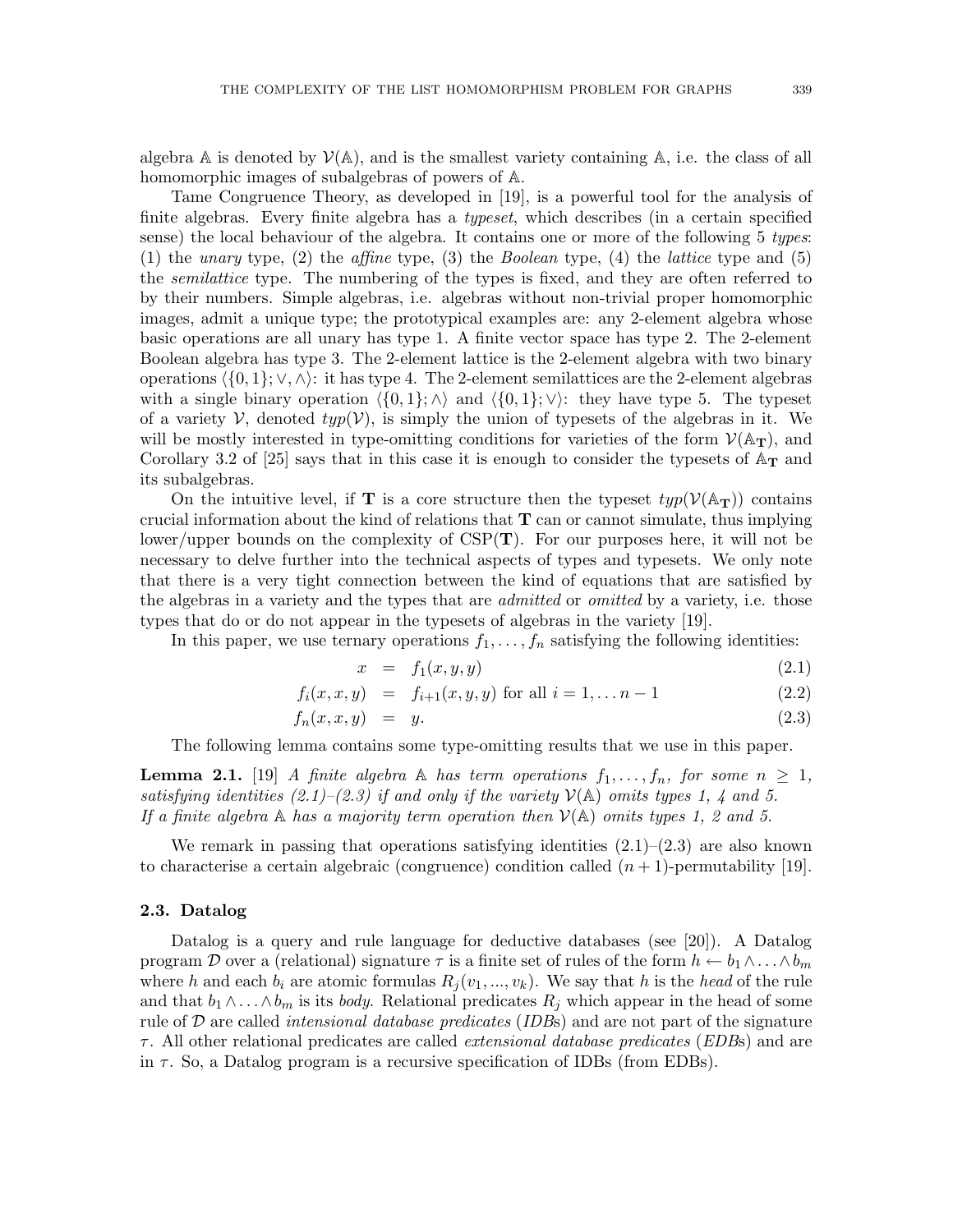algebra $\mathbb{A}$ is denoted by $\mathcal{V}(\mathbb{A})$, and is the smallest variety containing $\mathbb{A}$, i.e. the class of all homomorphic images of subalgebras of powers of $\mathbb{A}$.

Tame Congruence Theory, as developed in [19], is a powerful tool for the analysis of finite algebras. Every finite algebra has a *typeset*, which describes (in a certain specified sense) the local behaviour of the algebra. It contains one or more of the following 5 *types*: (1) the *unary* type, (2) the *affine* type, (3) the *Boolean* type, (4) the *lattice* type and (5) the *semilattice* type. The numbering of the types is fixed, and they are often referred to by their numbers. Simple algebras, i.e. algebras without non-trivial proper homomorphic images, admit a unique type; the prototypical examples are: any 2-element algebra whose basic operations are all unary has type 1. A finite vector space has type 2. The 2-element Boolean algebra has type 3. The 2-element lattice is the 2-element algebra with two binary operations $\langle\{0,1\};\vee,\wedge\rangle$: it has type 4. The 2-element semilattices are the 2-element algebras with a single binary operation $\langle\{0,1\};\wedge\rangle$ and $\langle\{0,1\};\vee\rangle$: they have type 5. The typeset of a variety $\mathcal{V}$, denoted $typ(\mathcal{V})$, is simply the union of typesets of the algebras in it. We will be mostly interested in type-omitting conditions for varieties of the form $\mathcal{V}(\mathbb{A}_{\mathbf{T}})$, and Corollary 3.2 of [25] says that in this case it is enough to consider the typesets of $\mathbb{A}_{\mathbf{T}}$ and its subalgebras.

On the intuitive level, if $\mathbf{T}$ is a core structure then the typeset $typ(\mathcal{V}(\mathbb{A}_{\mathbf{T}}))$ contains crucial information about the kind of relations that $\mathbf{T}$ can or cannot simulate, thus implying lower/upper bounds on the complexity of CSP($\mathbf{T}$). For our purposes here, it will not be necessary to delve further into the technical aspects of types and typesets. We only note that there is a very tight connection between the kind of equations that are satisfied by the algebras in a variety and the types that are *admitted* or *omitted* by a variety, i.e. those types that do or do not appear in the typesets of algebras in the variety [19].

In this paper, we use ternary operations $f_1,\ldots,f_n$ satisfying the following identities:

$$x = f_1(x,y,y) \tag{2.1}$$

$$f_i(x,x,y) = f_{i+1}(x,y,y) \text{ for all } i=1,\ldots n-1 \tag{2.2}$$

$$f_n(x,x,y) = y. \tag{2.3}$$

The following lemma contains some type-omitting results that we use in this paper.

**Lemma 2.1.** [19] *A finite algebra $\mathbb{A}$ has term operations $f_1,\ldots,f_n$, for some $n\geq 1$, satisfying identities (2.1)–(2.3) if and only if the variety $\mathcal{V}(\mathbb{A})$ omits types 1, 4 and 5. If a finite algebra $\mathbb{A}$ has a majority term operation then $\mathcal{V}(\mathbb{A})$ omits types 1, 2 and 5.*

We remark in passing that operations satisfying identities (2.1)–(2.3) are also known to characterise a certain algebraic (congruence) condition called $(n+1)$-permutability [19].

### 2.3. Datalog

Datalog is a query and rule language for deductive databases (see [20]). A Datalog program $\mathcal{D}$ over a (relational) signature $\tau$ is a finite set of rules of the form $h \leftarrow b_1\wedge\ldots\wedge b_m$ where $h$ and each $b_i$ are atomic formulas $R_j(v_1,...,v_k)$. We say that $h$ is the *head* of the rule and that $b_1\wedge\ldots\wedge b_m$ is its *body*. Relational predicates $R_j$ which appear in the head of some rule of $\mathcal{D}$ are called *intensional database predicates* (*IDB*s) and are not part of the signature $\tau$. All other relational predicates are called *extensional database predicates* (*EDB*s) and are in $\tau$. So, a Datalog program is a recursive specification of IDBs (from EDBs).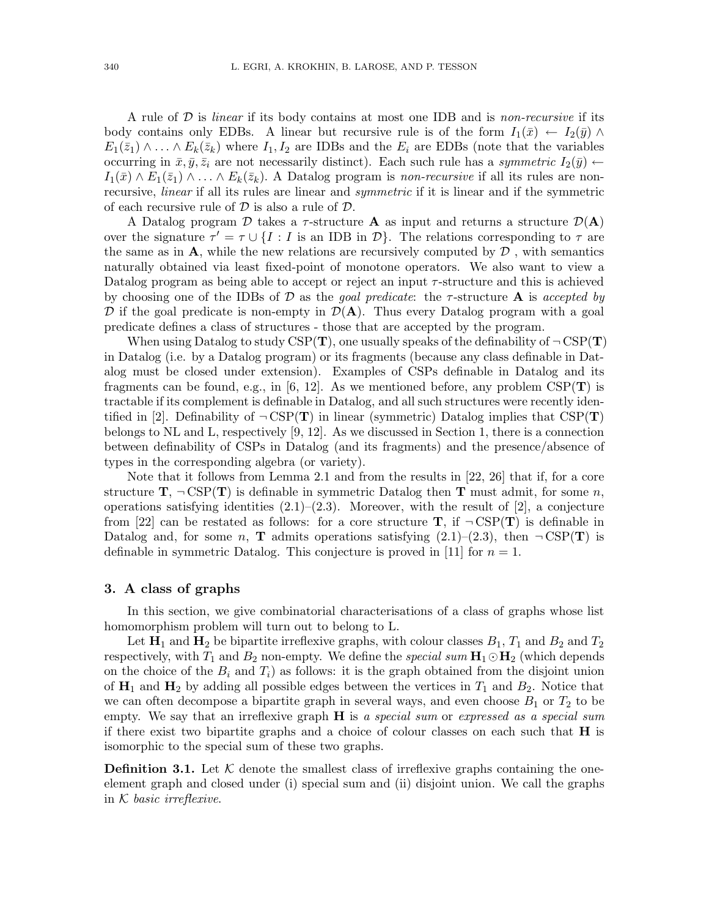A rule of $\mathcal{D}$ is *linear* if its body contains at most one IDB and is *non-recursive* if its body contains only EDBs. A linear but recursive rule is of the form $I_1(\bar{x}) \leftarrow I_2(\bar{y}) \wedge E_1(\bar{z}_1) \wedge \ldots \wedge E_k(\bar{z}_k)$ where $I_1, I_2$ are IDBs and the $E_i$ are EDBs (note that the variables occurring in $\bar{x}, \bar{y}, \bar{z}_i$ are not necessarily distinct). Each such rule has a *symmetric* $I_2(\bar{y}) \leftarrow I_1(\bar{x}) \wedge E_1(\bar{z}_1) \wedge \ldots \wedge E_k(\bar{z}_k)$. A Datalog program is *non-recursive* if all its rules are non-recursive, *linear* if all its rules are linear and *symmetric* if it is linear and if the symmetric of each recursive rule of $\mathcal{D}$ is also a rule of $\mathcal{D}$.

A Datalog program $\mathcal{D}$ takes a $\tau$-structure $\mathbf{A}$ as input and returns a structure $\mathcal{D}(\mathbf{A})$ over the signature $\tau' = \tau \cup \{I : I \text{ is an IDB in } \mathcal{D}\}$. The relations corresponding to $\tau$ are the same as in $\mathbf{A}$, while the new relations are recursively computed by $\mathcal{D}$ , with semantics naturally obtained via least fixed-point of monotone operators. We also want to view a Datalog program as being able to accept or reject an input $\tau$-structure and this is achieved by choosing one of the IDBs of $\mathcal{D}$ as the *goal predicate*: the $\tau$-structure $\mathbf{A}$ is *accepted by* $\mathcal{D}$ if the goal predicate is non-empty in $\mathcal{D}(\mathbf{A})$. Thus every Datalog program with a goal predicate defines a class of structures - those that are accepted by the program.

When using Datalog to study $\mathrm{CSP}(\mathbf{T})$, one usually speaks of the definability of $\neg\,\mathrm{CSP}(\mathbf{T})$ in Datalog (i.e. by a Datalog program) or its fragments (because any class definable in Datalog must be closed under extension). Examples of CSPs definable in Datalog and its fragments can be found, e.g., in [6, 12]. As we mentioned before, any problem $\mathrm{CSP}(\mathbf{T})$ is tractable if its complement is definable in Datalog, and all such structures were recently identified in [2]. Definability of $\neg\,\mathrm{CSP}(\mathbf{T})$ in linear (symmetric) Datalog implies that $\mathrm{CSP}(\mathbf{T})$ belongs to NL and L, respectively [9, 12]. As we discussed in Section 1, there is a connection between definability of CSPs in Datalog (and its fragments) and the presence/absence of types in the corresponding algebra (or variety).

Note that it follows from Lemma 2.1 and from the results in [22, 26] that if, for a core structure $\mathbf{T}$, $\neg\,\mathrm{CSP}(\mathbf{T})$ is definable in symmetric Datalog then $\mathbf{T}$ must admit, for some $n$, operations satisfying identities (2.1)–(2.3). Moreover, with the result of [2], a conjecture from [22] can be restated as follows: for a core structure $\mathbf{T}$, if $\neg\,\mathrm{CSP}(\mathbf{T})$ is definable in Datalog and, for some $n$, $\mathbf{T}$ admits operations satisfying (2.1)–(2.3), then $\neg\,\mathrm{CSP}(\mathbf{T})$ is definable in symmetric Datalog. This conjecture is proved in [11] for $n = 1$.

## 3. A class of graphs

In this section, we give combinatorial characterisations of a class of graphs whose list homomorphism problem will turn out to belong to L.

Let $\mathbf{H}_1$ and $\mathbf{H}_2$ be bipartite irreflexive graphs, with colour classes $B_1$, $T_1$ and $B_2$ and $T_2$ respectively, with $T_1$ and $B_2$ non-empty. We define the *special sum* $\mathbf{H}_1 \odot \mathbf{H}_2$ (which depends on the choice of the $B_i$ and $T_i$) as follows: it is the graph obtained from the disjoint union of $\mathbf{H}_1$ and $\mathbf{H}_2$ by adding all possible edges between the vertices in $T_1$ and $B_2$. Notice that we can often decompose a bipartite graph in several ways, and even choose $B_1$ or $T_2$ to be empty. We say that an irreflexive graph $\mathbf{H}$ is *a special sum* or *expressed as a special sum* if there exist two bipartite graphs and a choice of colour classes on each such that $\mathbf{H}$ is isomorphic to the special sum of these two graphs.

**Definition 3.1.** Let $\mathcal{K}$ denote the smallest class of irreflexive graphs containing the one-element graph and closed under (i) special sum and (ii) disjoint union. We call the graphs in $\mathcal{K}$ *basic irreflexive*.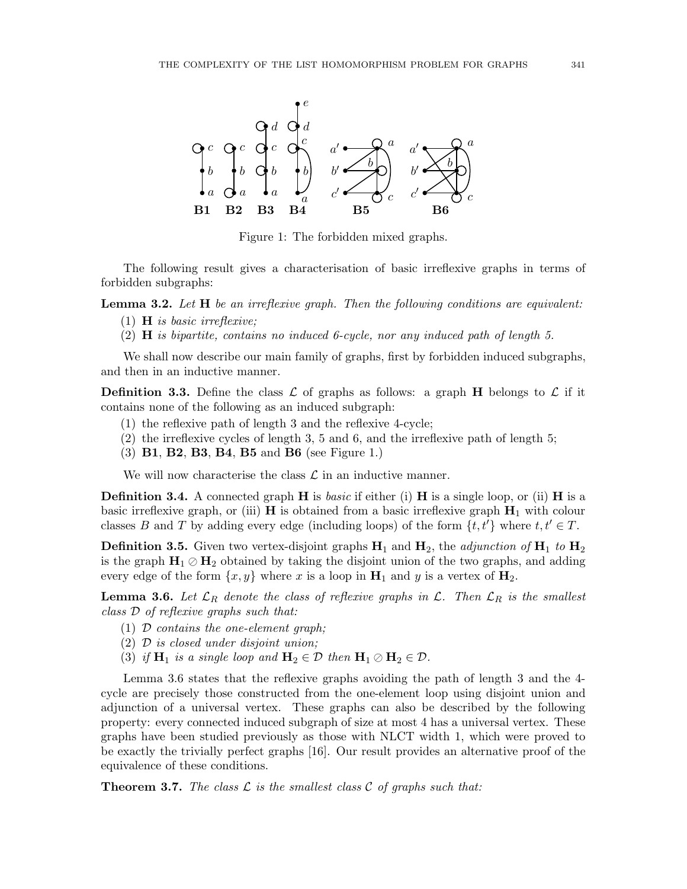Figure 1: The forbidden mixed graphs.

The following result gives a characterisation of basic irreflexive graphs in terms of forbidden subgraphs:

**Lemma 3.2.** *Let* $\mathbf{H}$ *be an irreflexive graph. Then the following conditions are equivalent:*

1. $\mathbf{H}$ *is basic irreflexive;*
2. $\mathbf{H}$ *is bipartite, contains no induced 6-cycle, nor any induced path of length 5.*

We shall now describe our main family of graphs, first by forbidden induced subgraphs, and then in an inductive manner.

**Definition 3.3.** Define the class $\mathcal{L}$ of graphs as follows: a graph $\mathbf{H}$ belongs to $\mathcal{L}$ if it contains none of the following as an induced subgraph:

1. the reflexive path of length 3 and the reflexive 4-cycle;
2. the irreflexive cycles of length 3, 5 and 6, and the irreflexive path of length 5;
3. **B1**, **B2**, **B3**, **B4**, **B5** and **B6** (see Figure 1.)

We will now characterise the class $\mathcal{L}$ in an inductive manner.

**Definition 3.4.** A connected graph $\mathbf{H}$ is *basic* if either (i) $\mathbf{H}$ is a single loop, or (ii) $\mathbf{H}$ is a basic irreflexive graph, or (iii) $\mathbf{H}$ is obtained from a basic irreflexive graph $\mathbf{H}_1$ with colour classes $B$ and $T$ by adding every edge (including loops) of the form $\{t, t'\}$ where $t, t' \in T$.

**Definition 3.5.** Given two vertex-disjoint graphs $\mathbf{H}_1$ and $\mathbf{H}_2$, the *adjunction of* $\mathbf{H}_1$ *to* $\mathbf{H}_2$ is the graph $\mathbf{H}_1 \oslash \mathbf{H}_2$ obtained by taking the disjoint union of the two graphs, and adding every edge of the form $\{x, y\}$ where $x$ is a loop in $\mathbf{H}_1$ and $y$ is a vertex of $\mathbf{H}_2$.

**Lemma 3.6.** *Let* $\mathcal{L}_R$ *denote the class of reflexive graphs in* $\mathcal{L}$*. Then* $\mathcal{L}_R$ *is the smallest class* $\mathcal{D}$ *of reflexive graphs such that:*

1. $\mathcal{D}$ *contains the one-element graph;*
2. $\mathcal{D}$ *is closed under disjoint union;*
3. *if* $\mathbf{H}_1$ *is a single loop and* $\mathbf{H}_2 \in \mathcal{D}$ *then* $\mathbf{H}_1 \oslash \mathbf{H}_2 \in \mathcal{D}$.

Lemma 3.6 states that the reflexive graphs avoiding the path of length 3 and the 4-cycle are precisely those constructed from the one-element loop using disjoint union and adjunction of a universal vertex. These graphs can also be described by the following property: every connected induced subgraph of size at most 4 has a universal vertex. These graphs have been studied previously as those with NLCT width 1, which were proved to be exactly the trivially perfect graphs [16]. Our result provides an alternative proof of the equivalence of these conditions.

**Theorem 3.7.** *The class* $\mathcal{L}$ *is the smallest class* $\mathcal{C}$ *of graphs such that:*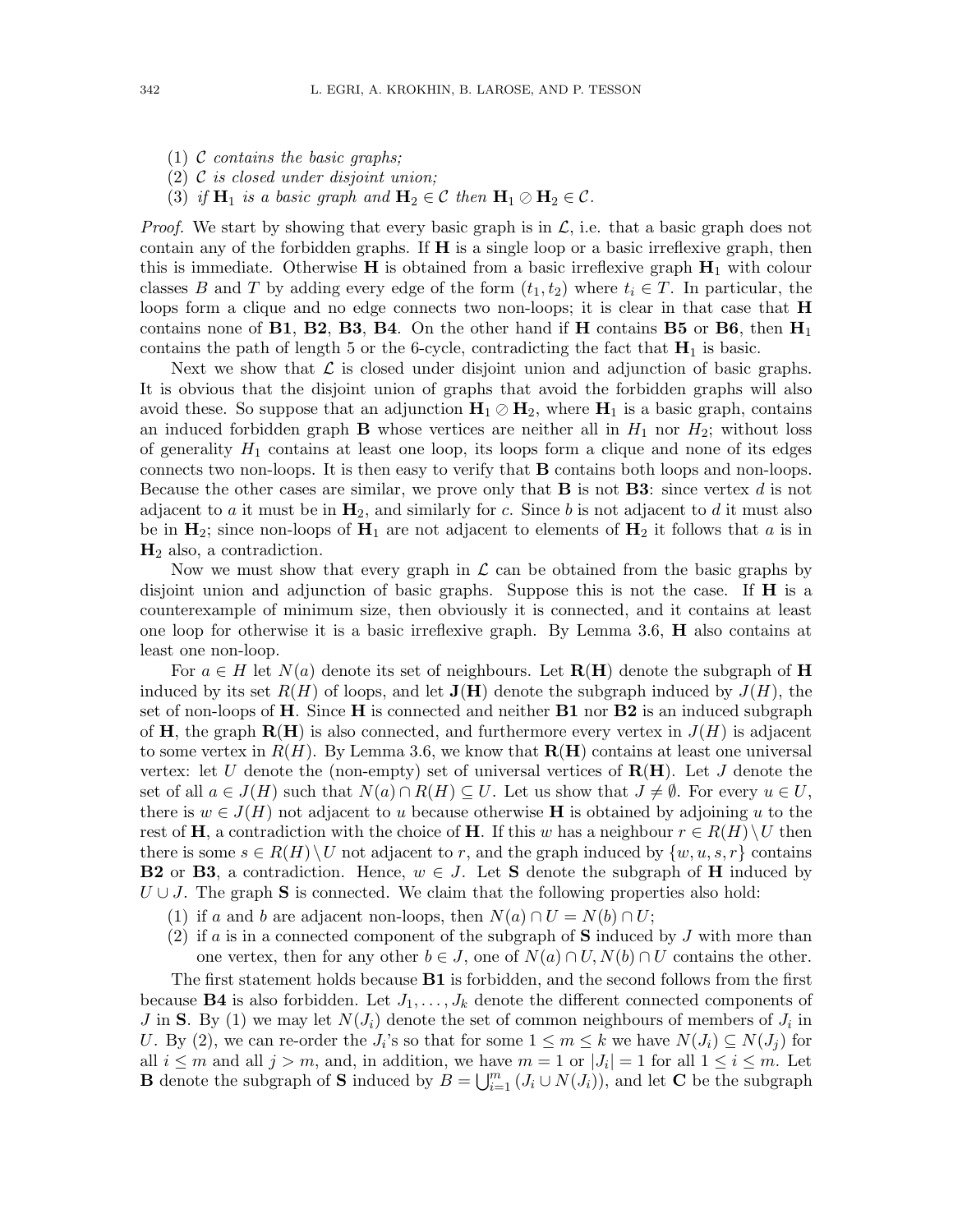(1) $\mathcal{C}$ *contains the basic graphs;*
(2) $\mathcal{C}$ *is closed under disjoint union;*
(3) *if* $\mathbf{H}_1$ *is a basic graph and* $\mathbf{H}_2 \in \mathcal{C}$ *then* $\mathbf{H}_1 \oslash \mathbf{H}_2 \in \mathcal{C}$.

*Proof.* We start by showing that every basic graph is in $\mathcal{L}$, i.e. that a basic graph does not contain any of the forbidden graphs. If $\mathbf{H}$ is a single loop or a basic irreflexive graph, then this is immediate. Otherwise $\mathbf{H}$ is obtained from a basic irreflexive graph $\mathbf{H}_1$ with colour classes $B$ and $T$ by adding every edge of the form $(t_1, t_2)$ where $t_i \in T$. In particular, the loops form a clique and no edge connects two non-loops; it is clear in that case that $\mathbf{H}$ contains none of **B1**, **B2**, **B3**, **B4**. On the other hand if $\mathbf{H}$ contains **B5** or **B6**, then $\mathbf{H}_1$ contains the path of length 5 or the 6-cycle, contradicting the fact that $\mathbf{H}_1$ is basic.

Next we show that $\mathcal{L}$ is closed under disjoint union and adjunction of basic graphs. It is obvious that the disjoint union of graphs that avoid the forbidden graphs will also avoid these. So suppose that an adjunction $\mathbf{H}_1 \oslash \mathbf{H}_2$, where $\mathbf{H}_1$ is a basic graph, contains an induced forbidden graph $\mathbf{B}$ whose vertices are neither all in $H_1$ nor $H_2$; without loss of generality $H_1$ contains at least one loop, its loops form a clique and none of its edges connects two non-loops. It is then easy to verify that $\mathbf{B}$ contains both loops and non-loops. Because the other cases are similar, we prove only that $\mathbf{B}$ is not **B3**: since vertex $d$ is not adjacent to $a$ it must be in $\mathbf{H}_2$, and similarly for $c$. Since $b$ is not adjacent to $d$ it must also be in $\mathbf{H}_2$; since non-loops of $\mathbf{H}_1$ are not adjacent to elements of $\mathbf{H}_2$ it follows that $a$ is in $\mathbf{H}_2$ also, a contradiction.

Now we must show that every graph in $\mathcal{L}$ can be obtained from the basic graphs by disjoint union and adjunction of basic graphs. Suppose this is not the case. If $\mathbf{H}$ is a counterexample of minimum size, then obviously it is connected, and it contains at least one loop for otherwise it is a basic irreflexive graph. By Lemma 3.6, $\mathbf{H}$ also contains at least one non-loop.

For $a \in H$ let $N(a)$ denote its set of neighbours. Let $\mathbf{R}(\mathbf{H})$ denote the subgraph of $\mathbf{H}$ induced by its set $R(H)$ of loops, and let $\mathbf{J}(\mathbf{H})$ denote the subgraph induced by $J(H)$, the set of non-loops of $\mathbf{H}$. Since $\mathbf{H}$ is connected and neither **B1** nor **B2** is an induced subgraph of $\mathbf{H}$, the graph $\mathbf{R}(\mathbf{H})$ is also connected, and furthermore every vertex in $J(H)$ is adjacent to some vertex in $R(H)$. By Lemma 3.6, we know that $\mathbf{R}(\mathbf{H})$ contains at least one universal vertex: let $U$ denote the (non-empty) set of universal vertices of $\mathbf{R}(\mathbf{H})$. Let $J$ denote the set of all $a \in J(H)$ such that $N(a) \cap R(H) \subseteq U$. Let us show that $J \neq \emptyset$. For every $u \in U$, there is $w \in J(H)$ not adjacent to $u$ because otherwise $\mathbf{H}$ is obtained by adjoining $u$ to the rest of $\mathbf{H}$, a contradiction with the choice of $\mathbf{H}$. If this $w$ has a neighbour $r \in R(H) \setminus U$ then there is some $s \in R(H) \setminus U$ not adjacent to $r$, and the graph induced by $\{w, u, s, r\}$ contains **B2** or **B3**, a contradiction. Hence, $w \in J$. Let $\mathbf{S}$ denote the subgraph of $\mathbf{H}$ induced by $U \cup J$. The graph $\mathbf{S}$ is connected. We claim that the following properties also hold:

(1) if $a$ and $b$ are adjacent non-loops, then $N(a) \cap U = N(b) \cap U$;
(2) if $a$ is in a connected component of the subgraph of $\mathbf{S}$ induced by $J$ with more than one vertex, then for any other $b \in J$, one of $N(a) \cap U, N(b) \cap U$ contains the other.

The first statement holds because **B1** is forbidden, and the second follows from the first because **B4** is also forbidden. Let $J_1, \ldots, J_k$ denote the different connected components of $J$ in $\mathbf{S}$. By (1) we may let $N(J_i)$ denote the set of common neighbours of members of $J_i$ in $U$. By (2), we can re-order the $J_i$'s so that for some $1 \leq m \leq k$ we have $N(J_i) \subseteq N(J_j)$ for all $i \leq m$ and all $j > m$, and, in addition, we have $m = 1$ or $|J_i| = 1$ for all $1 \leq i \leq m$. Let $\mathbf{B}$ denote the subgraph of $\mathbf{S}$ induced by $B = \bigcup_{i=1}^{m} (J_i \cup N(J_i))$, and let $\mathbf{C}$ be the subgraph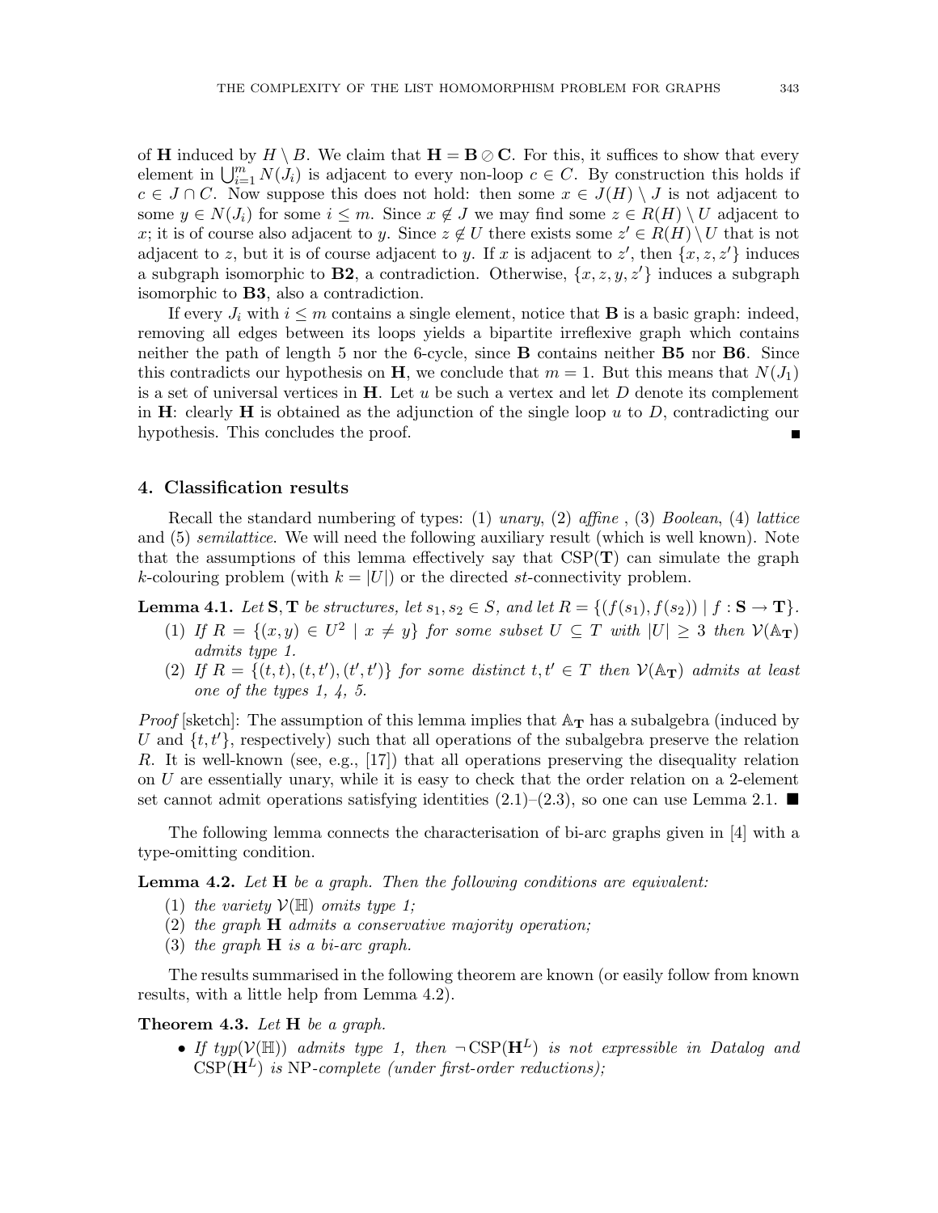of $\mathbf{H}$ induced by $H \setminus B$. We claim that $\mathbf{H} = \mathbf{B} \oslash \mathbf{C}$. For this, it suffices to show that every element in $\bigcup_{i=1}^{m} N(J_i)$ is adjacent to every non-loop $c \in C$. By construction this holds if $c \in J \cap C$. Now suppose this does not hold: then some $x \in J(H) \setminus J$ is not adjacent to some $y \in N(J_i)$ for some $i \leq m$. Since $x \notin J$ we may find some $z \in R(H) \setminus U$ adjacent to $x$; it is of course also adjacent to $y$. Since $z \notin U$ there exists some $z' \in R(H) \setminus U$ that is not adjacent to $z$, but it is of course adjacent to $y$. If $x$ is adjacent to $z'$, then $\{x, z, z'\}$ induces a subgraph isomorphic to **B2**, a contradiction. Otherwise, $\{x, z, y, z'\}$ induces a subgraph isomorphic to **B3**, also a contradiction.

If every $J_i$ with $i \leq m$ contains a single element, notice that $\mathbf{B}$ is a basic graph: indeed, removing all edges between its loops yields a bipartite irreflexive graph which contains neither the path of length 5 nor the 6-cycle, since $\mathbf{B}$ contains neither **B5** nor **B6**. Since this contradicts our hypothesis on $\mathbf{H}$, we conclude that $m = 1$. But this means that $N(J_1)$ is a set of universal vertices in $\mathbf{H}$. Let $u$ be such a vertex and let $D$ denote its complement in $\mathbf{H}$: clearly $\mathbf{H}$ is obtained as the adjunction of the single loop $u$ to $D$, contradicting our hypothesis. This concludes the proof. ■

## 4. Classification results

Recall the standard numbering of types: (1) *unary*, (2) *affine* , (3) *Boolean*, (4) *lattice* and (5) *semilattice*. We will need the following auxiliary result (which is well known). Note that the assumptions of this lemma effectively say that $\mathrm{CSP}(\mathbf{T})$ can simulate the graph $k$-colouring problem (with $k = |U|$) or the directed $st$-connectivity problem.

**Lemma 4.1.** *Let $\mathbf{S}, \mathbf{T}$ be structures, let $s_1, s_2 \in S$, and let $R = \{(f(s_1), f(s_2)) \mid f : \mathbf{S} \to \mathbf{T}\}$.*

1. *If $R = \{(x, y) \in U^2 \mid x \neq y\}$ for some subset $U \subseteq T$ with $|U| \geq 3$ then $\mathcal{V}(\mathbb{A}_{\mathbf{T}})$ admits type 1.*
2. *If $R = \{(t, t), (t, t'), (t', t')\}$ for some distinct $t, t' \in T$ then $\mathcal{V}(\mathbb{A}_{\mathbf{T}})$ admits at least one of the types 1, 4, 5.*

*Proof* [sketch]: The assumption of this lemma implies that $\mathbb{A}_{\mathbf{T}}$ has a subalgebra (induced by $U$ and $\{t, t'\}$, respectively) such that all operations of the subalgebra preserve the relation $R$. It is well-known (see, e.g., [17]) that all operations preserving the disequality relation on $U$ are essentially unary, while it is easy to check that the order relation on a 2-element set cannot admit operations satisfying identities (2.1)–(2.3), so one can use Lemma 2.1. ■

The following lemma connects the characterisation of bi-arc graphs given in [4] with a type-omitting condition.

**Lemma 4.2.** *Let $\mathbf{H}$ be a graph. Then the following conditions are equivalent:*

1. *the variety $\mathcal{V}(\mathbb{H})$ omits type 1;*
2. *the graph $\mathbf{H}$ admits a conservative majority operation;*
3. *the graph $\mathbf{H}$ is a bi-arc graph.*

The results summarised in the following theorem are known (or easily follow from known results, with a little help from Lemma 4.2).

**Theorem 4.3.** *Let $\mathbf{H}$ be a graph.*

- *If $typ(\mathcal{V}(\mathbb{H}))$ admits type 1, then $\neg\,\mathrm{CSP}(\mathbf{H}^L)$ is not expressible in Datalog and $\mathrm{CSP}(\mathbf{H}^L)$ is $\mathrm{NP}$-complete (under first-order reductions);*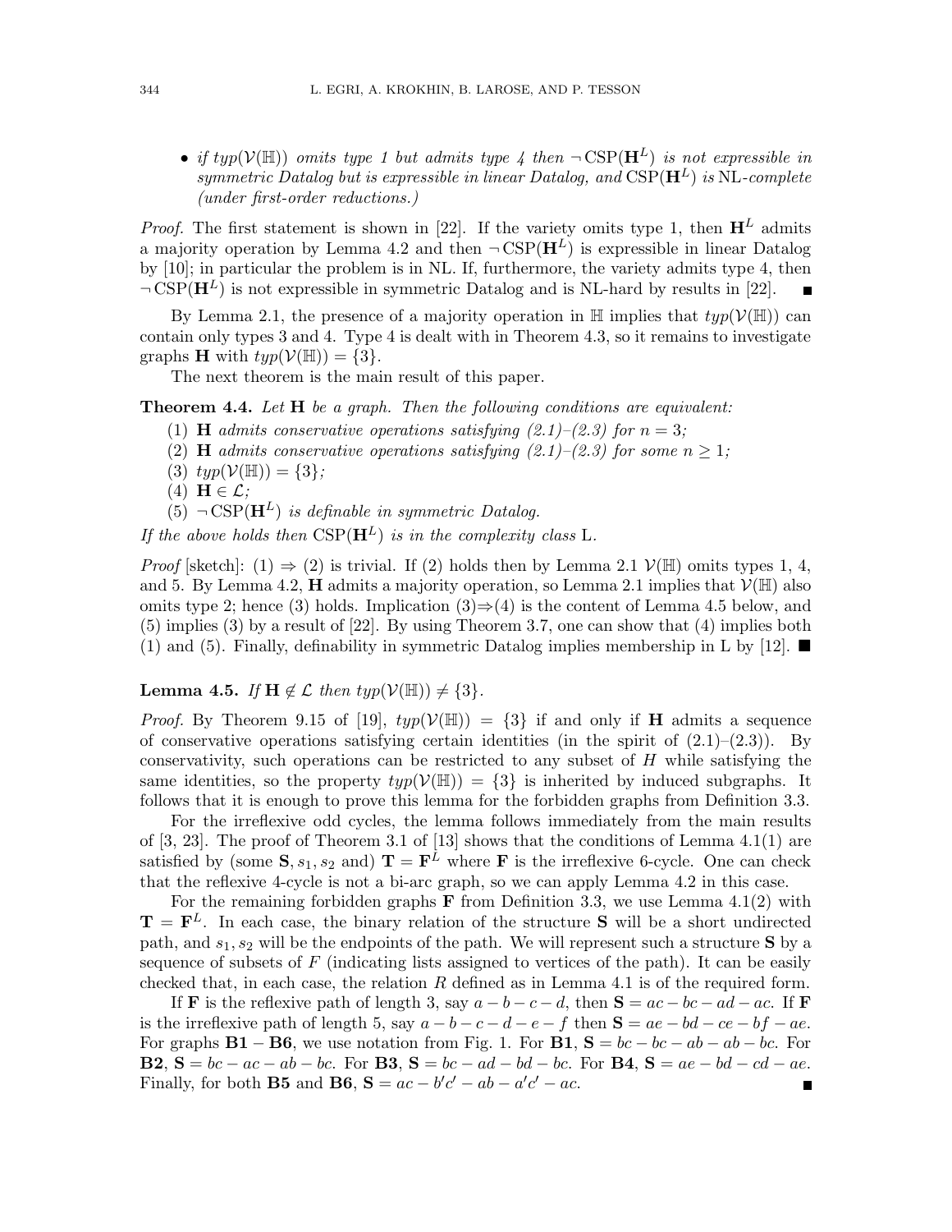- *if $typ(\mathcal{V}(\mathbb{H}))$ omits type 1 but admits type 4 then $\neg\,\mathrm{CSP}(\mathbf{H}^L)$ is not expressible in symmetric Datalog but is expressible in linear Datalog, and $\mathrm{CSP}(\mathbf{H}^L)$ is NL-complete (under first-order reductions.)*

*Proof.* The first statement is shown in [22]. If the variety omits type 1, then $\mathbf{H}^L$ admits a majority operation by Lemma 4.2 and then $\neg\,\mathrm{CSP}(\mathbf{H}^L)$ is expressible in linear Datalog by [10]; in particular the problem is in NL. If, furthermore, the variety admits type 4, then $\neg\,\mathrm{CSP}(\mathbf{H}^L)$ is not expressible in symmetric Datalog and is NL-hard by results in [22]. ∎

By Lemma 2.1, the presence of a majority operation in $\mathbb{H}$ implies that $typ(\mathcal{V}(\mathbb{H}))$ can contain only types 3 and 4. Type 4 is dealt with in Theorem 4.3, so it remains to investigate graphs $\mathbf{H}$ with $typ(\mathcal{V}(\mathbb{H})) = \{3\}$.

The next theorem is the main result of this paper.

**Theorem 4.4.** *Let $\mathbf{H}$ be a graph. Then the following conditions are equivalent:*

1. *$\mathbf{H}$ admits conservative operations satisfying (2.1)–(2.3) for $n = 3$;*
2. *$\mathbf{H}$ admits conservative operations satisfying (2.1)–(2.3) for some $n \geq 1$;*
3. *$typ(\mathcal{V}(\mathbb{H})) = \{3\}$;*
4. *$\mathbf{H} \in \mathcal{L}$;*
5. *$\neg\,\mathrm{CSP}(\mathbf{H}^L)$ is definable in symmetric Datalog.*

*If the above holds then $\mathrm{CSP}(\mathbf{H}^L)$ is in the complexity class* L.

*Proof* [sketch]: (1) ⇒ (2) is trivial. If (2) holds then by Lemma 2.1 $\mathcal{V}(\mathbb{H})$ omits types 1, 4, and 5. By Lemma 4.2, $\mathbf{H}$ admits a majority operation, so Lemma 2.1 implies that $\mathcal{V}(\mathbb{H})$ also omits type 2; hence (3) holds. Implication (3)⇒(4) is the content of Lemma 4.5 below, and (5) implies (3) by a result of [22]. By using Theorem 3.7, one can show that (4) implies both (1) and (5). Finally, definability in symmetric Datalog implies membership in L by [12]. ∎

**Lemma 4.5.** *If $\mathbf{H} \notin \mathcal{L}$ then $typ(\mathcal{V}(\mathbb{H})) \neq \{3\}$.*

*Proof.* By Theorem 9.15 of [19], $typ(\mathcal{V}(\mathbb{H})) = \{3\}$ if and only if $\mathbf{H}$ admits a sequence of conservative operations satisfying certain identities (in the spirit of (2.1)–(2.3)). By conservativity, such operations can be restricted to any subset of $H$ while satisfying the same identities, so the property $typ(\mathcal{V}(\mathbb{H})) = \{3\}$ is inherited by induced subgraphs. It follows that it is enough to prove this lemma for the forbidden graphs from Definition 3.3.

For the irreflexive odd cycles, the lemma follows immediately from the main results of [3, 23]. The proof of Theorem 3.1 of [13] shows that the conditions of Lemma 4.1(1) are satisfied by (some $\mathbf{S}, s_1, s_2$ and) $\mathbf{T} = \mathbf{F}^L$ where $\mathbf{F}$ is the irreflexive 6-cycle. One can check that the reflexive 4-cycle is not a bi-arc graph, so we can apply Lemma 4.2 in this case.

For the remaining forbidden graphs $\mathbf{F}$ from Definition 3.3, we use Lemma 4.1(2) with $\mathbf{T} = \mathbf{F}^L$. In each case, the binary relation of the structure $\mathbf{S}$ will be a short undirected path, and $s_1, s_2$ will be the endpoints of the path. We will represent such a structure $\mathbf{S}$ by a sequence of subsets of $F$ (indicating lists assigned to vertices of the path). It can be easily checked that, in each case, the relation $R$ defined as in Lemma 4.1 is of the required form.

If $\mathbf{F}$ is the reflexive path of length 3, say $a - b - c - d$, then $\mathbf{S} = ac - bc - ad - ac$. If $\mathbf{F}$ is the irreflexive path of length 5, say $a - b - c - d - e - f$ then $\mathbf{S} = ae - bd - ce - bf - ae$. For graphs $\mathbf{B1} - \mathbf{B6}$, we use notation from Fig. 1. For $\mathbf{B1}$, $\mathbf{S} = bc - bc - ab - ab - bc$. For $\mathbf{B2}$, $\mathbf{S} = bc - ac - ab - bc$. For $\mathbf{B3}$, $\mathbf{S} = bc - ad - bd - bc$. For $\mathbf{B4}$, $\mathbf{S} = ae - bd - cd - ae$. Finally, for both $\mathbf{B5}$ and $\mathbf{B6}$, $\mathbf{S} = ac - b'c' - ab - a'c' - ac$. ∎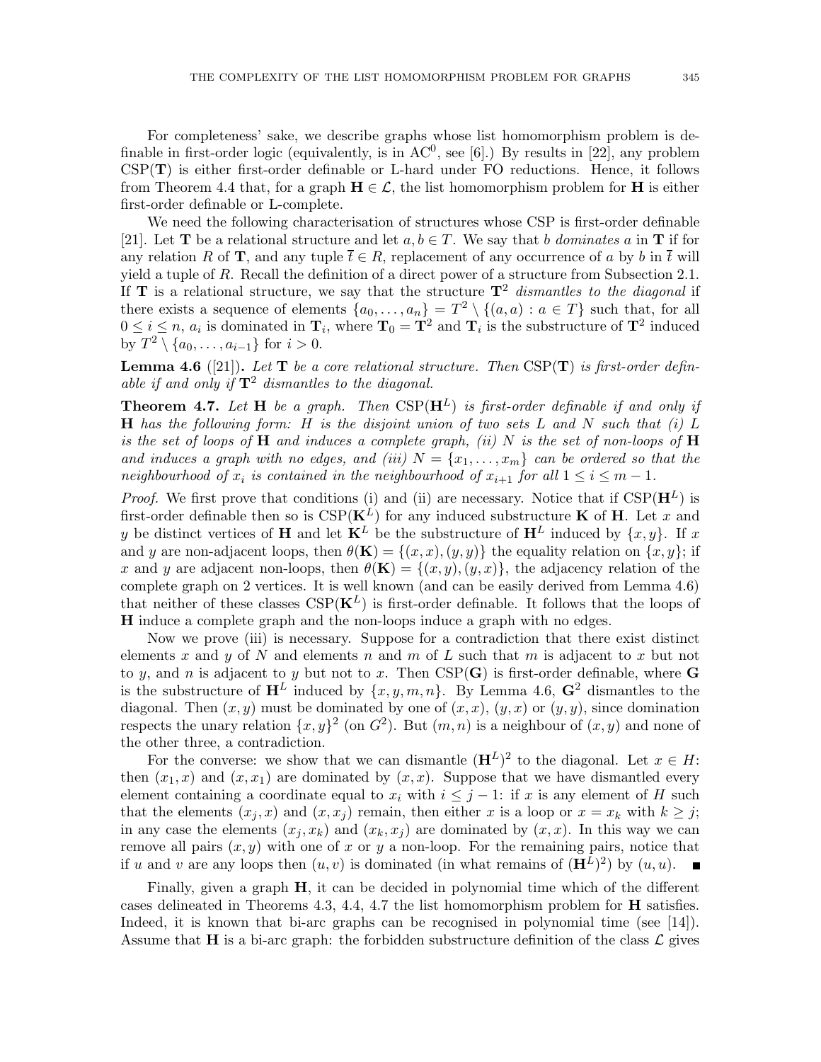For completeness' sake, we describe graphs whose list homomorphism problem is definable in first-order logic (equivalently, is in $\mathrm{AC}^0$, see [6].) By results in [22], any problem $\mathrm{CSP}(\mathbf{T})$ is either first-order definable or L-hard under FO reductions. Hence, it follows from Theorem 4.4 that, for a graph $\mathbf{H} \in \mathcal{L}$, the list homomorphism problem for $\mathbf{H}$ is either first-order definable or L-complete.

We need the following characterisation of structures whose CSP is first-order definable [21]. Let $\mathbf{T}$ be a relational structure and let $a, b \in T$. We say that $b$ *dominates* $a$ in $\mathbf{T}$ if for any relation $R$ of $\mathbf{T}$, and any tuple $\overline{t} \in R$, replacement of any occurrence of $a$ by $b$ in $\overline{t}$ will yield a tuple of $R$. Recall the definition of a direct power of a structure from Subsection 2.1. If $\mathbf{T}$ is a relational structure, we say that the structure $\mathbf{T}^2$ *dismantles to the diagonal* if there exists a sequence of elements $\{a_0, \dots, a_n\} = T^2 \setminus \{(a, a) : a \in T\}$ such that, for all $0 \leq i \leq n$, $a_i$ is dominated in $\mathbf{T}_i$, where $\mathbf{T}_0 = \mathbf{T}^2$ and $\mathbf{T}_i$ is the substructure of $\mathbf{T}^2$ induced by $T^2 \setminus \{a_0, \dots, a_{i-1}\}$ for $i > 0$.

**Lemma 4.6** ([21])**.** *Let $\mathbf{T}$ be a core relational structure. Then $\mathrm{CSP}(\mathbf{T})$ is first-order definable if and only if $\mathbf{T}^2$ dismantles to the diagonal.*

**Theorem 4.7.** *Let $\mathbf{H}$ be a graph. Then $\mathrm{CSP}(\mathbf{H}^L)$ is first-order definable if and only if $\mathbf{H}$ has the following form: $H$ is the disjoint union of two sets $L$ and $N$ such that (i) $L$ is the set of loops of $\mathbf{H}$ and induces a complete graph, (ii) $N$ is the set of non-loops of $\mathbf{H}$ and induces a graph with no edges, and (iii) $N = \{x_1, \dots, x_m\}$ can be ordered so that the neighbourhood of $x_i$ is contained in the neighbourhood of $x_{i+1}$ for all $1 \leq i \leq m-1$.*

*Proof.* We first prove that conditions (i) and (ii) are necessary. Notice that if $\mathrm{CSP}(\mathbf{H}^L)$ is first-order definable then so is $\mathrm{CSP}(\mathbf{K}^L)$ for any induced substructure $\mathbf{K}$ of $\mathbf{H}$. Let $x$ and $y$ be distinct vertices of $\mathbf{H}$ and let $\mathbf{K}^L$ be the substructure of $\mathbf{H}^L$ induced by $\{x, y\}$. If $x$ and $y$ are non-adjacent loops, then $\theta(\mathbf{K}) = \{(x, x), (y, y)\}$ the equality relation on $\{x, y\}$; if $x$ and $y$ are adjacent non-loops, then $\theta(\mathbf{K}) = \{(x, y), (y, x)\}$, the adjacency relation of the complete graph on 2 vertices. It is well known (and can be easily derived from Lemma 4.6) that neither of these classes $\mathrm{CSP}(\mathbf{K}^L)$ is first-order definable. It follows that the loops of $\mathbf{H}$ induce a complete graph and the non-loops induce a graph with no edges.

Now we prove (iii) is necessary. Suppose for a contradiction that there exist distinct elements $x$ and $y$ of $N$ and elements $n$ and $m$ of $L$ such that $m$ is adjacent to $x$ but not to $y$, and $n$ is adjacent to $y$ but not to $x$. Then $\mathrm{CSP}(\mathbf{G})$ is first-order definable, where $\mathbf{G}$ is the substructure of $\mathbf{H}^L$ induced by $\{x, y, m, n\}$. By Lemma 4.6, $\mathbf{G}^2$ dismantles to the diagonal. Then $(x, y)$ must be dominated by one of $(x, x)$, $(y, x)$ or $(y, y)$, since domination respects the unary relation $\{x, y\}^2$ (on $G^2$). But $(m, n)$ is a neighbour of $(x, y)$ and none of the other three, a contradiction.

For the converse: we show that we can dismantle $(\mathbf{H}^L)^2$ to the diagonal. Let $x \in H$: then $(x_1, x)$ and $(x, x_1)$ are dominated by $(x, x)$. Suppose that we have dismantled every element containing a coordinate equal to $x_i$ with $i \leq j-1$: if $x$ is any element of $H$ such that the elements $(x_j, x)$ and $(x, x_j)$ remain, then either $x$ is a loop or $x = x_k$ with $k \geq j$; in any case the elements $(x_j, x_k)$ and $(x_k, x_j)$ are dominated by $(x, x)$. In this way we can remove all pairs $(x, y)$ with one of $x$ or $y$ a non-loop. For the remaining pairs, notice that if $u$ and $v$ are any loops then $(u, v)$ is dominated (in what remains of $(\mathbf{H}^L)^2$) by $(u, u)$. ∎

Finally, given a graph $\mathbf{H}$, it can be decided in polynomial time which of the different cases delineated in Theorems 4.3, 4.4, 4.7 the list homomorphism problem for $\mathbf{H}$ satisfies. Indeed, it is known that bi-arc graphs can be recognised in polynomial time (see [14]). Assume that $\mathbf{H}$ is a bi-arc graph: the forbidden substructure definition of the class $\mathcal{L}$ gives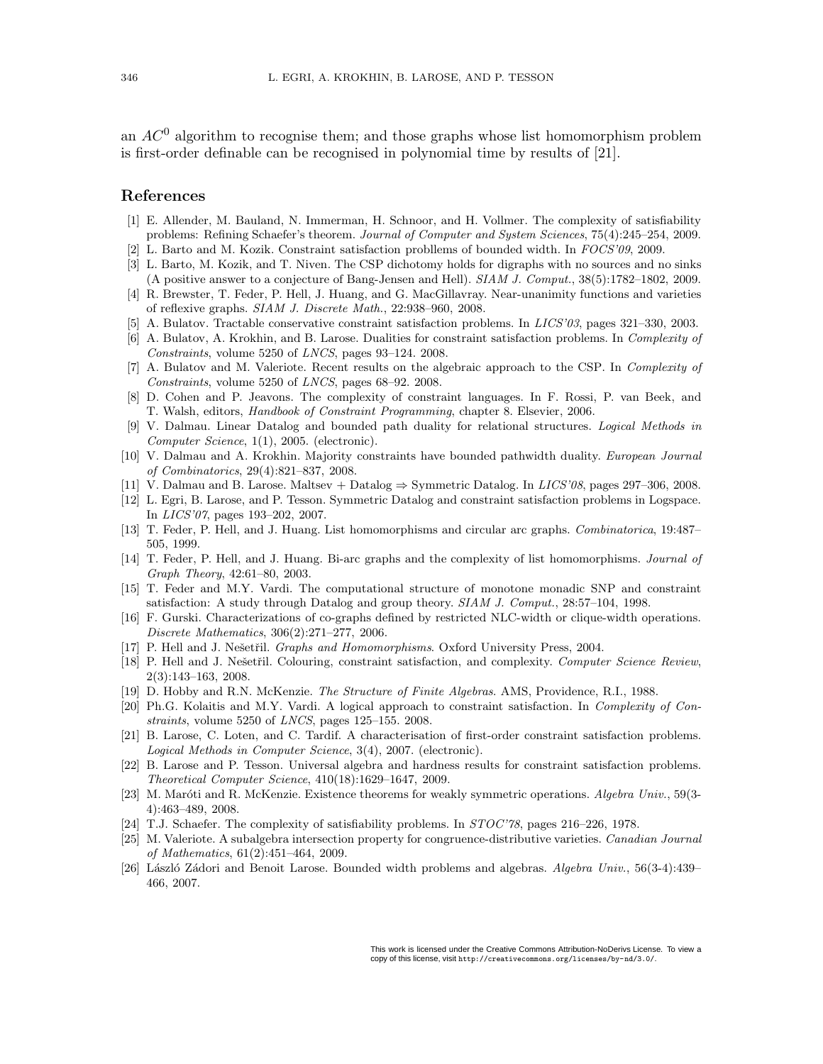an $AC^0$ algorithm to recognise them; and those graphs whose list homomorphism problem is first-order definable can be recognised in polynomial time by results of [21].

## References

- [1] E. Allender, M. Bauland, N. Immerman, H. Schnoor, and H. Vollmer. The complexity of satisfiability problems: Refining Schaefer's theorem. *Journal of Computer and System Sciences*, 75(4):245–254, 2009.
- [2] L. Barto and M. Kozik. Constraint satisfaction probllems of bounded width. In *FOCS'09*, 2009.
- [3] L. Barto, M. Kozik, and T. Niven. The CSP dichotomy holds for digraphs with no sources and no sinks (A positive answer to a conjecture of Bang-Jensen and Hell). *SIAM J. Comput.*, 38(5):1782–1802, 2009.
- [4] R. Brewster, T. Feder, P. Hell, J. Huang, and G. MacGillavray. Near-unanimity functions and varieties of reflexive graphs. *SIAM J. Discrete Math.*, 22:938–960, 2008.
- [5] A. Bulatov. Tractable conservative constraint satisfaction problems. In *LICS'03*, pages 321–330, 2003.
- [6] A. Bulatov, A. Krokhin, and B. Larose. Dualities for constraint satisfaction problems. In *Complexity of Constraints*, volume 5250 of *LNCS*, pages 93–124. 2008.
- [7] A. Bulatov and M. Valeriote. Recent results on the algebraic approach to the CSP. In *Complexity of Constraints*, volume 5250 of *LNCS*, pages 68–92. 2008.
- [8] D. Cohen and P. Jeavons. The complexity of constraint languages. In F. Rossi, P. van Beek, and T. Walsh, editors, *Handbook of Constraint Programming*, chapter 8. Elsevier, 2006.
- [9] V. Dalmau. Linear Datalog and bounded path duality for relational structures. *Logical Methods in Computer Science*, 1(1), 2005. (electronic).
- [10] V. Dalmau and A. Krokhin. Majority constraints have bounded pathwidth duality. *European Journal of Combinatorics*, 29(4):821–837, 2008.
- [11] V. Dalmau and B. Larose. Maltsev + Datalog ⇒ Symmetric Datalog. In *LICS'08*, pages 297–306, 2008.
- [12] L. Egri, B. Larose, and P. Tesson. Symmetric Datalog and constraint satisfaction problems in Logspace. In *LICS'07*, pages 193–202, 2007.
- [13] T. Feder, P. Hell, and J. Huang. List homomorphisms and circular arc graphs. *Combinatorica*, 19:487–505, 1999.
- [14] T. Feder, P. Hell, and J. Huang. Bi-arc graphs and the complexity of list homomorphisms. *Journal of Graph Theory*, 42:61–80, 2003.
- [15] T. Feder and M.Y. Vardi. The computational structure of monotone monadic SNP and constraint satisfaction: A study through Datalog and group theory. *SIAM J. Comput.*, 28:57–104, 1998.
- [16] F. Gurski. Characterizations of co-graphs defined by restricted NLC-width or clique-width operations. *Discrete Mathematics*, 306(2):271–277, 2006.
- [17] P. Hell and J. Nešetřil. *Graphs and Homomorphisms*. Oxford University Press, 2004.
- [18] P. Hell and J. Nešetřil. Colouring, constraint satisfaction, and complexity. *Computer Science Review*, 2(3):143–163, 2008.
- [19] D. Hobby and R.N. McKenzie. *The Structure of Finite Algebras*. AMS, Providence, R.I., 1988.
- [20] Ph.G. Kolaitis and M.Y. Vardi. A logical approach to constraint satisfaction. In *Complexity of Constraints*, volume 5250 of *LNCS*, pages 125–155. 2008.
- [21] B. Larose, C. Loten, and C. Tardif. A characterisation of first-order constraint satisfaction problems. *Logical Methods in Computer Science*, 3(4), 2007. (electronic).
- [22] B. Larose and P. Tesson. Universal algebra and hardness results for constraint satisfaction problems. *Theoretical Computer Science*, 410(18):1629–1647, 2009.
- [23] M. Maróti and R. McKenzie. Existence theorems for weakly symmetric operations. *Algebra Univ.*, 59(3-4):463–489, 2008.
- [24] T.J. Schaefer. The complexity of satisfiability problems. In *STOC'78*, pages 216–226, 1978.
- [25] M. Valeriote. A subalgebra intersection property for congruence-distributive varieties. *Canadian Journal of Mathematics*, 61(2):451–464, 2009.
- [26] László Zádori and Benoit Larose. Bounded width problems and algebras. *Algebra Univ.*, 56(3-4):439–466, 2007.

This work is licensed under the Creative Commons Attribution-NoDerivs License. To view a copy of this license, visit http://creativecommons.org/licenses/by-nd/3.0/.